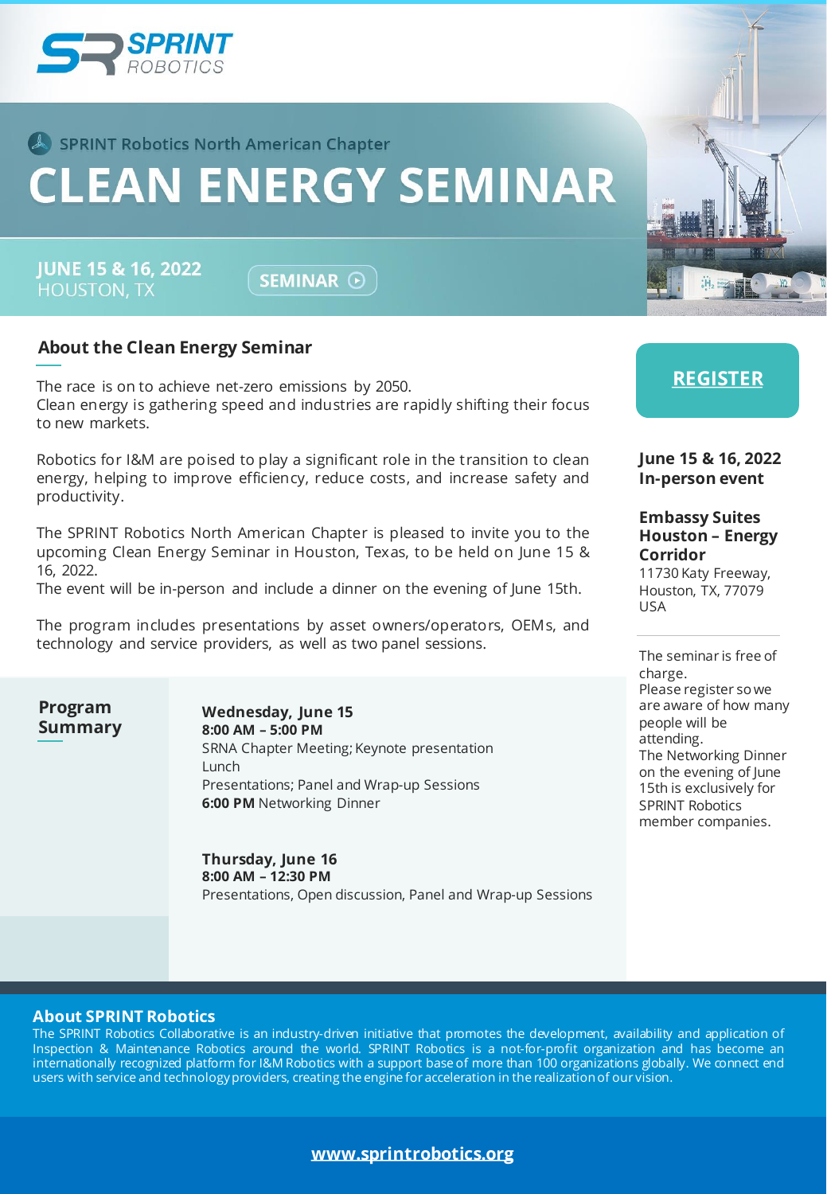SPRINT ROBOTICS

SPRINT Robotics North American Chapter

# CLEAN ENERGY SEMINAR

**JUNE 15 & 16, 2022**
HOUSTON, TX

SEMINAR

## About the Clean Energy Seminar

The race is on to achieve net-zero emissions by 2050.
Clean energy is gathering speed and industries are rapidly shifting their focus to new markets.

Robotics for I&M are poised to play a significant role in the transition to clean energy, helping to improve efficiency, reduce costs, and increase safety and productivity.

The SPRINT Robotics North American Chapter is pleased to invite you to the upcoming Clean Energy Seminar in Houston, Texas, to be held on June 15 & 16, 2022.
The event will be in-person and include a dinner on the evening of June 15th.

The program includes presentations by asset owners/operators, OEMs, and technology and service providers, as well as two panel sessions.

**REGISTER**

**June 15 & 16, 2022**
**In-person event**

**Embassy Suites Houston – Energy Corridor**
11730 Katy Freeway,
Houston, TX, 77079
USA

The seminar is free of charge.
Please register so we are aware of how many people will be attending.
The Networking Dinner on the evening of June 15th is exclusively for SPRINT Robotics member companies.

## Program Summary

**Wednesday, June 15**
**8:00 AM – 5:00 PM**
SRNA Chapter Meeting; Keynote presentation
Lunch
Presentations; Panel and Wrap-up Sessions
**6:00 PM** Networking Dinner

**Thursday, June 16**
**8:00 AM – 12:30 PM**
Presentations, Open discussion, Panel and Wrap-up Sessions

## About SPRINT Robotics

The SPRINT Robotics Collaborative is an industry-driven initiative that promotes the development, availability and application of Inspection & Maintenance Robotics around the world. SPRINT Robotics is a not-for-profit organization and has become an internationally recognized platform for I&M Robotics with a support base of more than 100 organizations globally. We connect end users with service and technology providers, creating the engine for acceleration in the realization of our vision.

**www.sprintrobotics.org**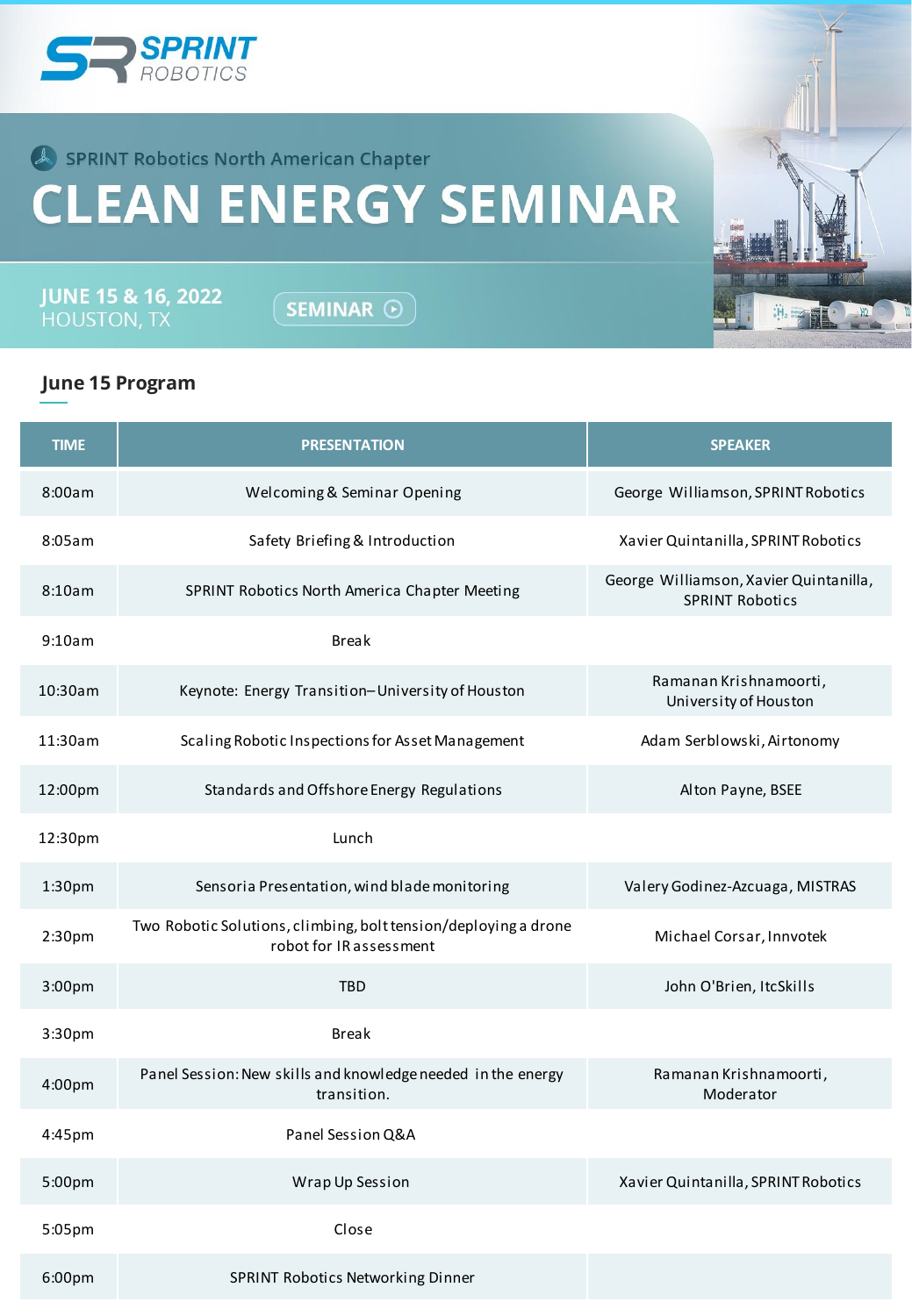SPRINT ROBOTICS

SPRINT Robotics North American Chapter

# CLEAN ENERGY SEMINAR

**JUNE 15 & 16, 2022**
HOUSTON, TX

SEMINAR

## June 15 Program

| TIME | PRESENTATION | SPEAKER |
|---|---|---|
| 8:00am | Welcoming & Seminar Opening | George Williamson, SPRINT Robotics |
| 8:05am | Safety Briefing & Introduction | Xavier Quintanilla, SPRINT Robotics |
| 8:10am | SPRINT Robotics North America Chapter Meeting | George Williamson, Xavier Quintanilla, SPRINT Robotics |
| 9:10am | Break | |
| 10:30am | Keynote: Energy Transition– University of Houston | Ramanan Krishnamoorti, University of Houston |
| 11:30am | Scaling Robotic Inspections for Asset Management | Adam Serblowski, Airtonomy |
| 12:00pm | Standards and Offshore Energy Regulations | Alton Payne, BSEE |
| 12:30pm | Lunch | |
| 1:30pm | Sensoria Presentation, wind blade monitoring | Valery Godinez-Azcuaga, MISTRAS |
| 2:30pm | Two Robotic Solutions, climbing, bolt tension/deploying a drone robot for IR assessment | Michael Corsar, Innvotek |
| 3:00pm | TBD | John O'Brien, ItcSkills |
| 3:30pm | Break | |
| 4:00pm | Panel Session: New skills and knowledge needed in the energy transition. | Ramanan Krishnamoorti, Moderator |
| 4:45pm | Panel Session Q&A | |
| 5:00pm | Wrap Up Session | Xavier Quintanilla, SPRINT Robotics |
| 5:05pm | Close | |
| 6:00pm | SPRINT Robotics Networking Dinner | |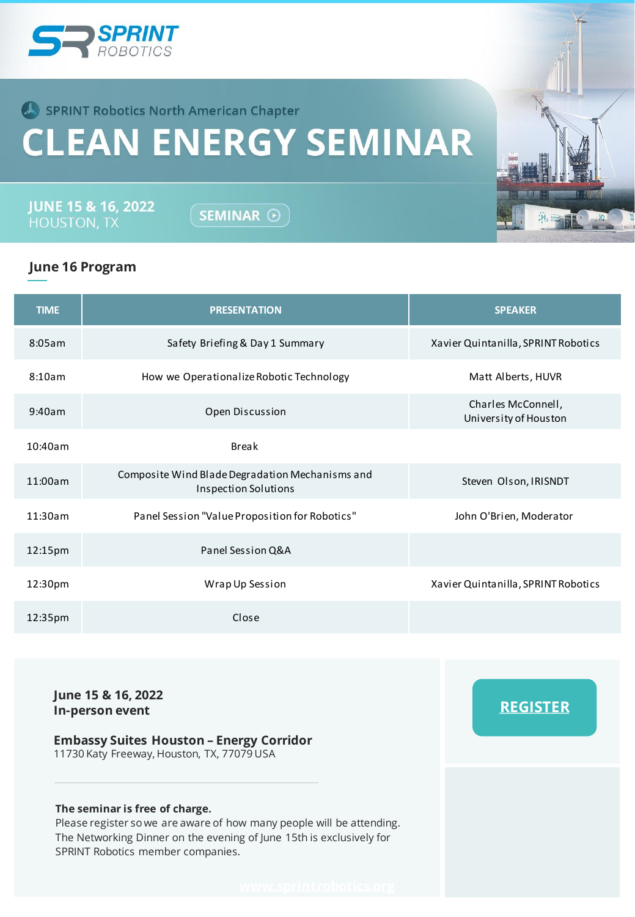SPRINT ROBOTICS

SPRINT Robotics North American Chapter

# CLEAN ENERGY SEMINAR

JUNE 15 & 16, 2022
HOUSTON, TX

SEMINAR

## June 16 Program

| TIME | PRESENTATION | SPEAKER |
|---|---|---|
| 8:05am | Safety Briefing & Day 1 Summary | Xavier Quintanilla, SPRINT Robotics |
| 8:10am | How we Operationalize Robotic Technology | Matt Alberts, HUVR |
| 9:40am | Open Discussion | Charles McConnell, University of Houston |
| 10:40am | Break | |
| 11:00am | Composite Wind Blade Degradation Mechanisms and Inspection Solutions | Steven Olson, IRISNDT |
| 11:30am | Panel Session "Value Proposition for Robotics" | John O'Brien, Moderator |
| 12:15pm | Panel Session Q&A | |
| 12:30pm | Wrap Up Session | Xavier Quintanilla, SPRINT Robotics |
| 12:35pm | Close | |

**June 15 & 16, 2022**
**In-person event**

**Embassy Suites Houston – Energy Corridor**
11730 Katy Freeway, Houston, TX, 77079 USA

**REGISTER**

**The seminar is free of charge.**
Please register so we are aware of how many people will be attending.
The Networking Dinner on the evening of June 15th is exclusively for SPRINT Robotics member companies.

www.sprintrobotics.org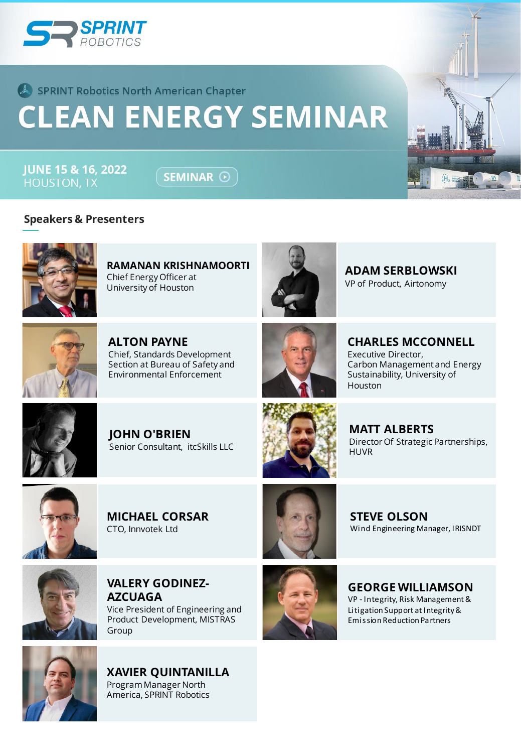SPRINT ROBOTICS

SPRINT Robotics North American Chapter

# CLEAN ENERGY SEMINAR

JUNE 15 & 16, 2022
HOUSTON, TX

SEMINAR

## Speakers & Presenters

**RAMANAN KRISHNAMOORTI**
Chief Energy Officer at University of Houston

**ADAM SERBLOWSKI**
VP of Product, Airtonomy

**ALTON PAYNE**
Chief, Standards Development Section at Bureau of Safety and Environmental Enforcement

**CHARLES MCCONNELL**
Executive Director, Carbon Management and Energy Sustainability, University of Houston

**JOHN O'BRIEN**
Senior Consultant, itcSkills LLC

**MATT ALBERTS**
Director Of Strategic Partnerships, HUVR

**MICHAEL CORSAR**
CTO, Innvotek Ltd

**STEVE OLSON**
Wind Engineering Manager, IRISNDT

**VALERY GODINEZ-AZCUAGA**
Vice President of Engineering and Product Development, MISTRAS Group

**GEORGE WILLIAMSON**
VP - Integrity, Risk Management & Litigation Support at Integrity & Emission Reduction Partners

**XAVIER QUINTANILLA**
Program Manager North America, SPRINT Robotics